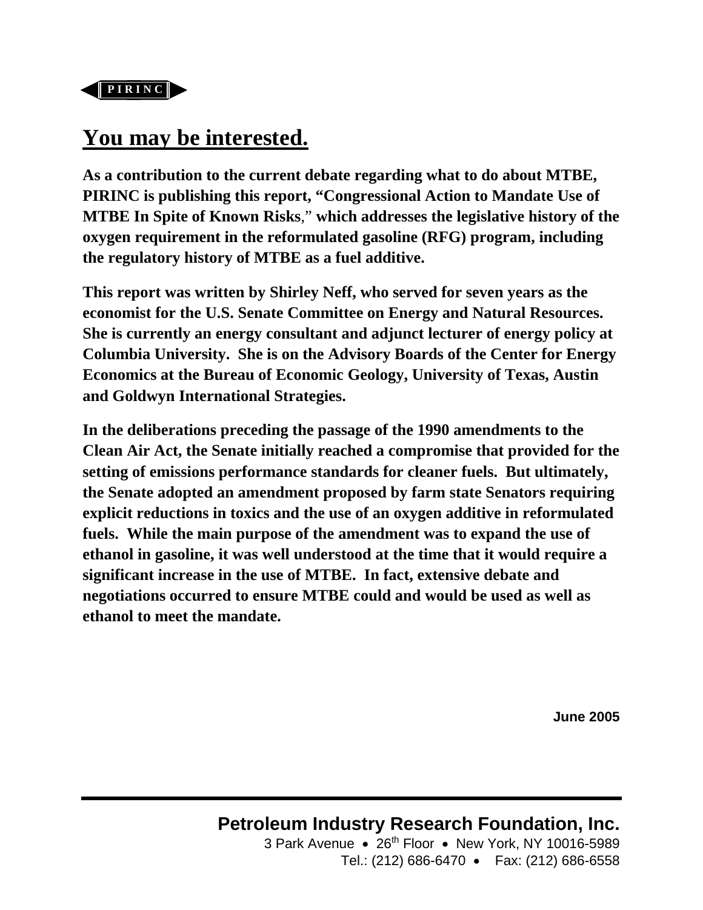PIRINC

# You may be interested.

**As a contribution to the current debate regarding what to do about MTBE, PIRINC is publishing this report, "Congressional Action to Mandate Use of MTBE In Spite of Known Risks," which addresses the legislative history of the oxygen requirement in the reformulated gasoline (RFG) program, including the regulatory history of MTBE as a fuel additive.**

**This report was written by Shirley Neff, who served for seven years as the economist for the U.S. Senate Committee on Energy and Natural Resources. She is currently an energy consultant and adjunct lecturer of energy policy at Columbia University. She is on the Advisory Boards of the Center for Energy Economics at the Bureau of Economic Geology, University of Texas, Austin and Goldwyn International Strategies.**

**In the deliberations preceding the passage of the 1990 amendments to the Clean Air Act, the Senate initially reached a compromise that provided for the setting of emissions performance standards for cleaner fuels. But ultimately, the Senate adopted an amendment proposed by farm state Senators requiring explicit reductions in toxics and the use of an oxygen additive in reformulated fuels. While the main purpose of the amendment was to expand the use of ethanol in gasoline, it was well understood at the time that it would require a significant increase in the use of MTBE. In fact, extensive debate and negotiations occurred to ensure MTBE could and would be used as well as ethanol to meet the mandate.**

**June 2005**

**Petroleum Industry Research Foundation, Inc.**
3 Park Avenue • 26th Floor • New York, NY 10016-5989
Tel.: (212) 686-6470 • Fax: (212) 686-6558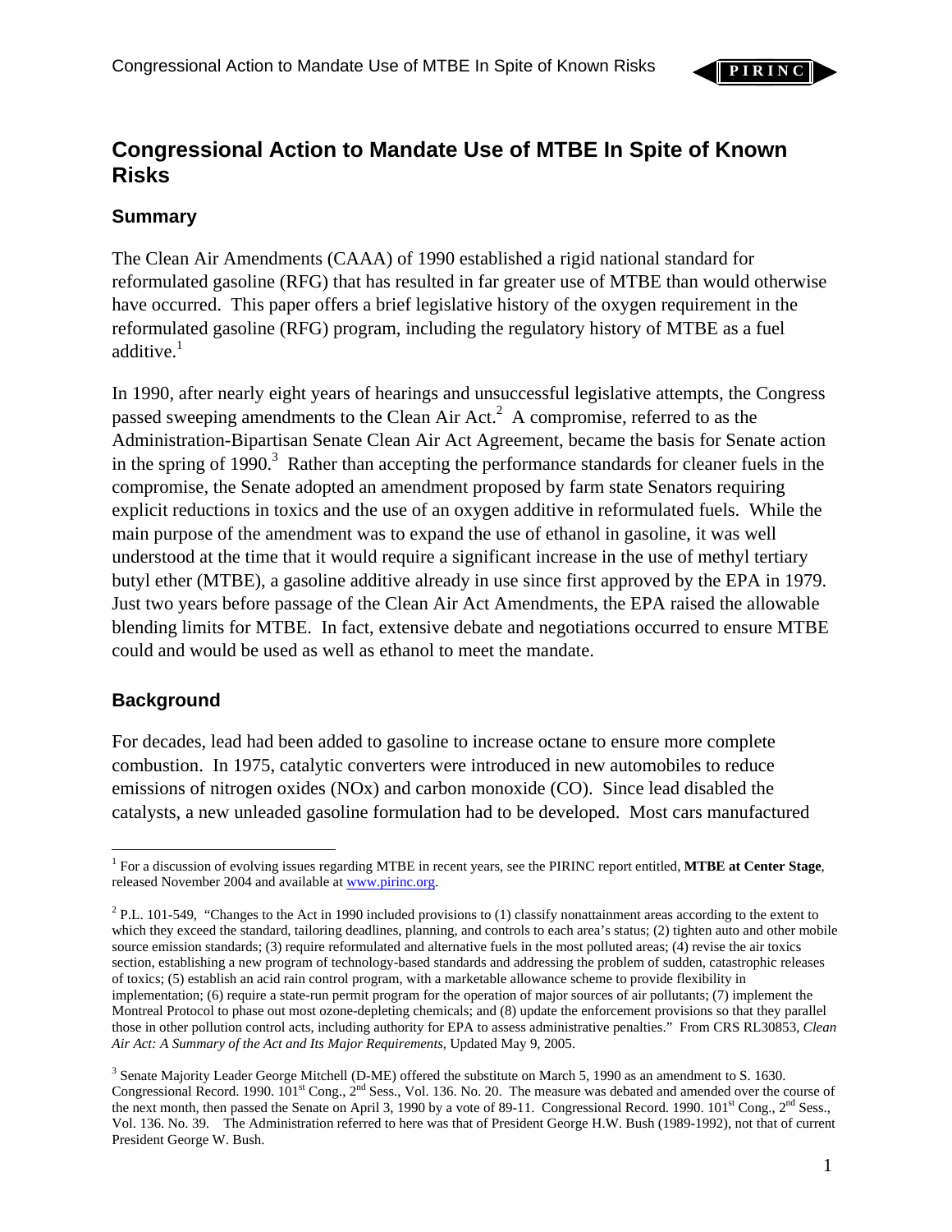# Congressional Action to Mandate Use of MTBE In Spite of Known Risks

## Summary

The Clean Air Amendments (CAAA) of 1990 established a rigid national standard for reformulated gasoline (RFG) that has resulted in far greater use of MTBE than would otherwise have occurred. This paper offers a brief legislative history of the oxygen requirement in the reformulated gasoline (RFG) program, including the regulatory history of MTBE as a fuel additive.[1]

In 1990, after nearly eight years of hearings and unsuccessful legislative attempts, the Congress passed sweeping amendments to the Clean Air Act.[2] A compromise, referred to as the Administration-Bipartisan Senate Clean Air Act Agreement, became the basis for Senate action in the spring of 1990.[3] Rather than accepting the performance standards for cleaner fuels in the compromise, the Senate adopted an amendment proposed by farm state Senators requiring explicit reductions in toxics and the use of an oxygen additive in reformulated fuels. While the main purpose of the amendment was to expand the use of ethanol in gasoline, it was well understood at the time that it would require a significant increase in the use of methyl tertiary butyl ether (MTBE), a gasoline additive already in use since first approved by the EPA in 1979. Just two years before passage of the Clean Air Act Amendments, the EPA raised the allowable blending limits for MTBE. In fact, extensive debate and negotiations occurred to ensure MTBE could and would be used as well as ethanol to meet the mandate.

## Background

For decades, lead had been added to gasoline to increase octane to ensure more complete combustion. In 1975, catalytic converters were introduced in new automobiles to reduce emissions of nitrogen oxides (NOx) and carbon monoxide (CO). Since lead disabled the catalysts, a new unleaded gasoline formulation had to be developed. Most cars manufactured

---

[1] For a discussion of evolving issues regarding MTBE in recent years, see the PIRINC report entitled, **MTBE at Center Stage**, released November 2004 and available at www.pirinc.org.

[2] P.L. 101-549, "Changes to the Act in 1990 included provisions to (1) classify nonattainment areas according to the extent to which they exceed the standard, tailoring deadlines, planning, and controls to each area's status; (2) tighten auto and other mobile source emission standards; (3) require reformulated and alternative fuels in the most polluted areas; (4) revise the air toxics section, establishing a new program of technology-based standards and addressing the problem of sudden, catastrophic releases of toxics; (5) establish an acid rain control program, with a marketable allowance scheme to provide flexibility in implementation; (6) require a state-run permit program for the operation of major sources of air pollutants; (7) implement the Montreal Protocol to phase out most ozone-depleting chemicals; and (8) update the enforcement provisions so that they parallel those in other pollution control acts, including authority for EPA to assess administrative penalties." From CRS RL30853, *Clean Air Act: A Summary of the Act and Its Major Requirements*, Updated May 9, 2005.

[3] Senate Majority Leader George Mitchell (D-ME) offered the substitute on March 5, 1990 as an amendment to S. 1630. Congressional Record. 1990. 101st Cong., 2nd Sess., Vol. 136. No. 20. The measure was debated and amended over the course of the next month, then passed the Senate on April 3, 1990 by a vote of 89-11. Congressional Record. 1990. 101st Cong., 2nd Sess., Vol. 136. No. 39. The Administration referred to here was that of President George H.W. Bush (1989-1992), not that of current President George W. Bush.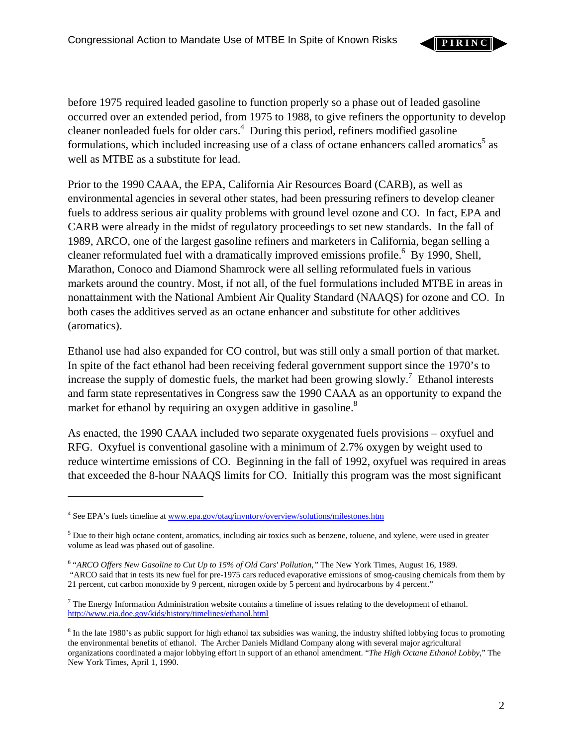before 1975 required leaded gasoline to function properly so a phase out of leaded gasoline occurred over an extended period, from 1975 to 1988, to give refiners the opportunity to develop cleaner nonleaded fuels for older cars.[4] During this period, refiners modified gasoline formulations, which included increasing use of a class of octane enhancers called aromatics[5] as well as MTBE as a substitute for lead.

Prior to the 1990 CAAA, the EPA, California Air Resources Board (CARB), as well as environmental agencies in several other states, had been pressuring refiners to develop cleaner fuels to address serious air quality problems with ground level ozone and CO. In fact, EPA and CARB were already in the midst of regulatory proceedings to set new standards. In the fall of 1989, ARCO, one of the largest gasoline refiners and marketers in California, began selling a cleaner reformulated fuel with a dramatically improved emissions profile.[6] By 1990, Shell, Marathon, Conoco and Diamond Shamrock were all selling reformulated fuels in various markets around the country. Most, if not all, of the fuel formulations included MTBE in areas in nonattainment with the National Ambient Air Quality Standard (NAAQS) for ozone and CO. In both cases the additives served as an octane enhancer and substitute for other additives (aromatics).

Ethanol use had also expanded for CO control, but was still only a small portion of that market. In spite of the fact ethanol had been receiving federal government support since the 1970's to increase the supply of domestic fuels, the market had been growing slowly.[7] Ethanol interests and farm state representatives in Congress saw the 1990 CAAA as an opportunity to expand the market for ethanol by requiring an oxygen additive in gasoline.[8]

As enacted, the 1990 CAAA included two separate oxygenated fuels provisions – oxyfuel and RFG. Oxyfuel is conventional gasoline with a minimum of 2.7% oxygen by weight used to reduce wintertime emissions of CO. Beginning in the fall of 1992, oxyfuel was required in areas that exceeded the 8-hour NAAQS limits for CO. Initially this program was the most significant

---

[4] See EPA's fuels timeline at www.epa.gov/otaq/invntory/overview/solutions/milestones.htm

[5] Due to their high octane content, aromatics, including air toxics such as benzene, toluene, and xylene, were used in greater volume as lead was phased out of gasoline.

[6] *"ARCO Offers New Gasoline to Cut Up to 15% of Old Cars' Pollution,"* The New York Times, August 16, 1989. "ARCO said that in tests its new fuel for pre-1975 cars reduced evaporative emissions of smog-causing chemicals from them by 21 percent, cut carbon monoxide by 9 percent, nitrogen oxide by 5 percent and hydrocarbons by 4 percent."

[7] The Energy Information Administration website contains a timeline of issues relating to the development of ethanol. http://www.eia.doe.gov/kids/history/timelines/ethanol.html

[8] In the late 1980's as public support for high ethanol tax subsidies was waning, the industry shifted lobbying focus to promoting the environmental benefits of ethanol. The Archer Daniels Midland Company along with several major agricultural organizations coordinated a major lobbying effort in support of an ethanol amendment. "*The High Octane Ethanol Lobby*," The New York Times, April 1, 1990.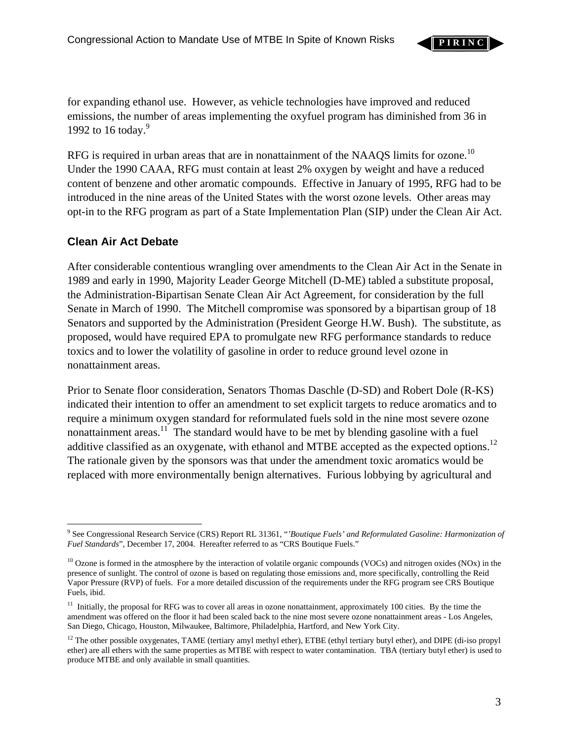for expanding ethanol use. However, as vehicle technologies have improved and reduced emissions, the number of areas implementing the oxyfuel program has diminished from 36 in 1992 to 16 today.[9]

RFG is required in urban areas that are in nonattainment of the NAAQS limits for ozone.[10] Under the 1990 CAAA, RFG must contain at least 2% oxygen by weight and have a reduced content of benzene and other aromatic compounds. Effective in January of 1995, RFG had to be introduced in the nine areas of the United States with the worst ozone levels. Other areas may opt-in to the RFG program as part of a State Implementation Plan (SIP) under the Clean Air Act.

### Clean Air Act Debate

After considerable contentious wrangling over amendments to the Clean Air Act in the Senate in 1989 and early in 1990, Majority Leader George Mitchell (D-ME) tabled a substitute proposal, the Administration-Bipartisan Senate Clean Air Act Agreement, for consideration by the full Senate in March of 1990. The Mitchell compromise was sponsored by a bipartisan group of 18 Senators and supported by the Administration (President George H.W. Bush). The substitute, as proposed, would have required EPA to promulgate new RFG performance standards to reduce toxics and to lower the volatility of gasoline in order to reduce ground level ozone in nonattainment areas.

Prior to Senate floor consideration, Senators Thomas Daschle (D-SD) and Robert Dole (R-KS) indicated their intention to offer an amendment to set explicit targets to reduce aromatics and to require a minimum oxygen standard for reformulated fuels sold in the nine most severe ozone nonattainment areas.[11] The standard would have to be met by blending gasoline with a fuel additive classified as an oxygenate, with ethanol and MTBE accepted as the expected options.[12] The rationale given by the sponsors was that under the amendment toxic aromatics would be replaced with more environmentally benign alternatives. Furious lobbying by agricultural and

---

[9] See Congressional Research Service (CRS) Report RL 31361, "*'Boutique Fuels' and Reformulated Gasoline: Harmonization of Fuel Standards*", December 17, 2004. Hereafter referred to as "CRS Boutique Fuels."

[10] Ozone is formed in the atmosphere by the interaction of volatile organic compounds (VOCs) and nitrogen oxides (NOx) in the presence of sunlight. The control of ozone is based on regulating those emissions and, more specifically, controlling the Reid Vapor Pressure (RVP) of fuels. For a more detailed discussion of the requirements under the RFG program see CRS Boutique Fuels, ibid.

[11] Initially, the proposal for RFG was to cover all areas in ozone nonattainment, approximately 100 cities. By the time the amendment was offered on the floor it had been scaled back to the nine most severe ozone nonattainment areas - Los Angeles, San Diego, Chicago, Houston, Milwaukee, Baltimore, Philadelphia, Hartford, and New York City.

[12] The other possible oxygenates, TAME (tertiary amyl methyl ether), ETBE (ethyl tertiary butyl ether), and DIPE (di-iso propyl ether) are all ethers with the same properties as MTBE with respect to water contamination. TBA (tertiary butyl ether) is used to produce MTBE and only available in small quantities.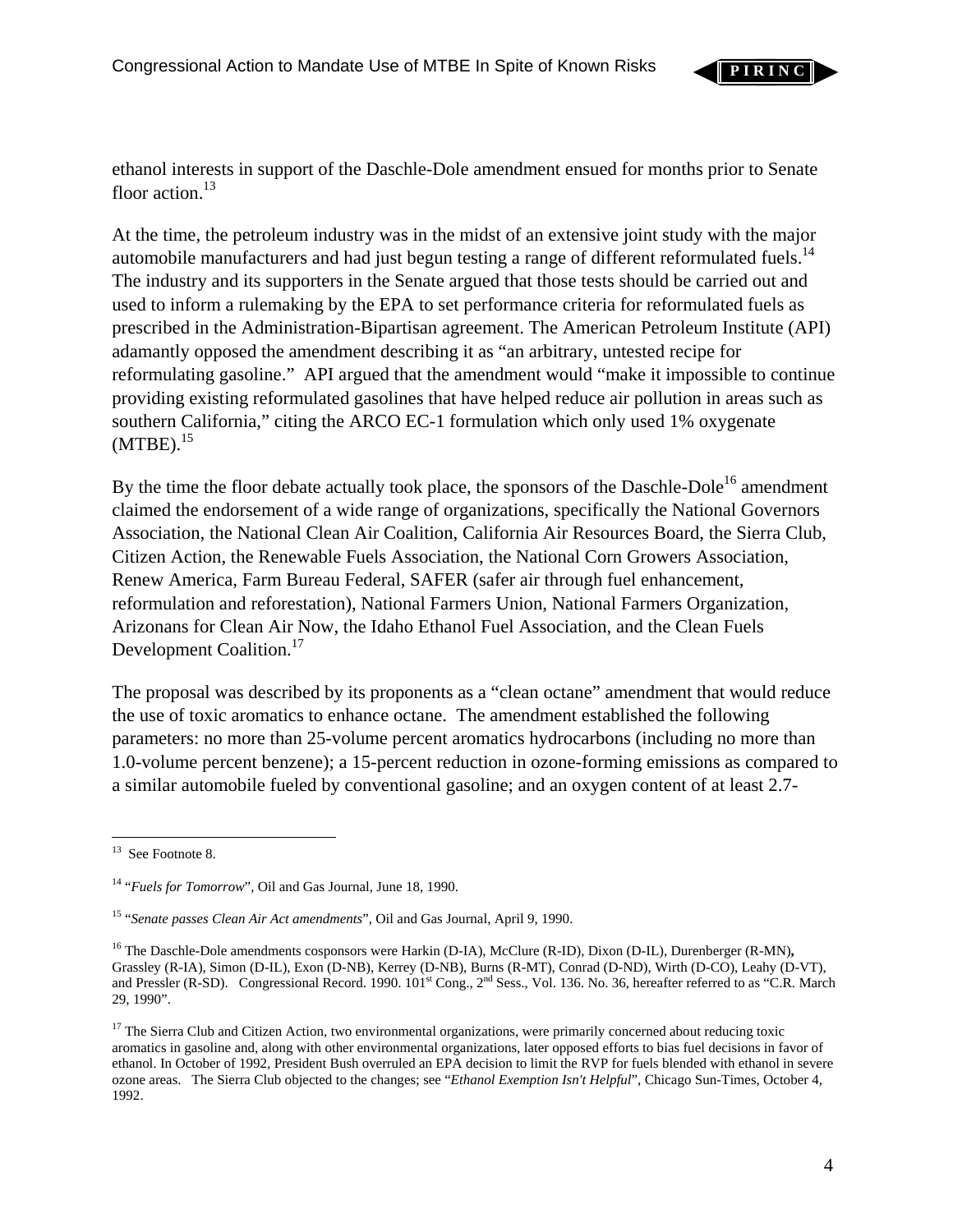ethanol interests in support of the Daschle-Dole amendment ensued for months prior to Senate floor action.[13]

At the time, the petroleum industry was in the midst of an extensive joint study with the major automobile manufacturers and had just begun testing a range of different reformulated fuels.[14] The industry and its supporters in the Senate argued that those tests should be carried out and used to inform a rulemaking by the EPA to set performance criteria for reformulated fuels as prescribed in the Administration-Bipartisan agreement. The American Petroleum Institute (API) adamantly opposed the amendment describing it as "an arbitrary, untested recipe for reformulating gasoline." API argued that the amendment would "make it impossible to continue providing existing reformulated gasolines that have helped reduce air pollution in areas such as southern California," citing the ARCO EC-1 formulation which only used 1% oxygenate (MTBE).[15]

By the time the floor debate actually took place, the sponsors of the Daschle-Dole[16] amendment claimed the endorsement of a wide range of organizations, specifically the National Governors Association, the National Clean Air Coalition, California Air Resources Board, the Sierra Club, Citizen Action, the Renewable Fuels Association, the National Corn Growers Association, Renew America, Farm Bureau Federal, SAFER (safer air through fuel enhancement, reformulation and reforestation), National Farmers Union, National Farmers Organization, Arizonans for Clean Air Now, the Idaho Ethanol Fuel Association, and the Clean Fuels Development Coalition.[17]

The proposal was described by its proponents as a "clean octane" amendment that would reduce the use of toxic aromatics to enhance octane. The amendment established the following parameters: no more than 25-volume percent aromatics hydrocarbons (including no more than 1.0-volume percent benzene); a 15-percent reduction in ozone-forming emissions as compared to a similar automobile fueled by conventional gasoline; and an oxygen content of at least 2.7-

---

[13] See Footnote 8.

[14] "*Fuels for Tomorrow*", Oil and Gas Journal, June 18, 1990.

[15] "*Senate passes Clean Air Act amendments*", Oil and Gas Journal, April 9, 1990.

[16] The Daschle-Dole amendments cosponsors were Harkin (D-IA), McClure (R-ID), Dixon (D-IL), Durenberger (R-MN), Grassley (R-IA), Simon (D-IL), Exon (D-NB), Kerrey (D-NB), Burns (R-MT), Conrad (D-ND), Wirth (D-CO), Leahy (D-VT), and Pressler (R-SD). Congressional Record. 1990. 101st Cong., 2nd Sess., Vol. 136. No. 36, hereafter referred to as "C.R. March 29, 1990".

[17] The Sierra Club and Citizen Action, two environmental organizations, were primarily concerned about reducing toxic aromatics in gasoline and, along with other environmental organizations, later opposed efforts to bias fuel decisions in favor of ethanol. In October of 1992, President Bush overruled an EPA decision to limit the RVP for fuels blended with ethanol in severe ozone areas. The Sierra Club objected to the changes; see "*Ethanol Exemption Isn't Helpful*", Chicago Sun-Times, October 4, 1992.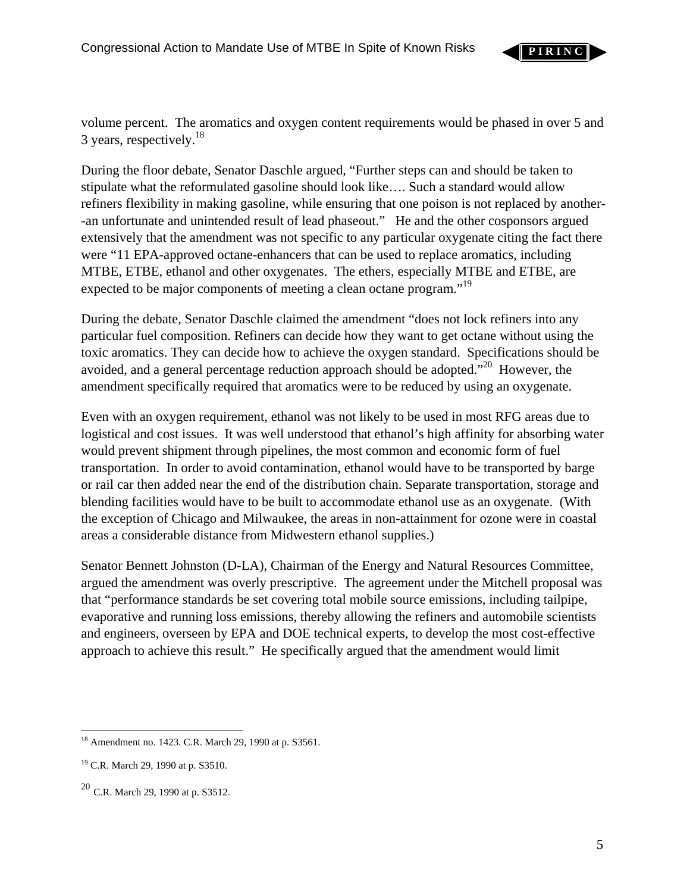volume percent. The aromatics and oxygen content requirements would be phased in over 5 and 3 years, respectively.[18]

During the floor debate, Senator Daschle argued, "Further steps can and should be taken to stipulate what the reformulated gasoline should look like…. Such a standard would allow refiners flexibility in making gasoline, while ensuring that one poison is not replaced by another--an unfortunate and unintended result of lead phaseout." He and the other cosponsors argued extensively that the amendment was not specific to any particular oxygenate citing the fact there were "11 EPA-approved octane-enhancers that can be used to replace aromatics, including MTBE, ETBE, ethanol and other oxygenates. The ethers, especially MTBE and ETBE, are expected to be major components of meeting a clean octane program."[19]

During the debate, Senator Daschle claimed the amendment "does not lock refiners into any particular fuel composition. Refiners can decide how they want to get octane without using the toxic aromatics. They can decide how to achieve the oxygen standard. Specifications should be avoided, and a general percentage reduction approach should be adopted."[20] However, the amendment specifically required that aromatics were to be reduced by using an oxygenate.

Even with an oxygen requirement, ethanol was not likely to be used in most RFG areas due to logistical and cost issues. It was well understood that ethanol's high affinity for absorbing water would prevent shipment through pipelines, the most common and economic form of fuel transportation. In order to avoid contamination, ethanol would have to be transported by barge or rail car then added near the end of the distribution chain. Separate transportation, storage and blending facilities would have to be built to accommodate ethanol use as an oxygenate. (With the exception of Chicago and Milwaukee, the areas in non-attainment for ozone were in coastal areas a considerable distance from Midwestern ethanol supplies.)

Senator Bennett Johnston (D-LA), Chairman of the Energy and Natural Resources Committee, argued the amendment was overly prescriptive. The agreement under the Mitchell proposal was that "performance standards be set covering total mobile source emissions, including tailpipe, evaporative and running loss emissions, thereby allowing the refiners and automobile scientists and engineers, overseen by EPA and DOE technical experts, to develop the most cost-effective approach to achieve this result." He specifically argued that the amendment would limit

---

[18] Amendment no. 1423. C.R. March 29, 1990 at p. S3561.

[19] C.R. March 29, 1990 at p. S3510.

[20] C.R. March 29, 1990 at p. S3512.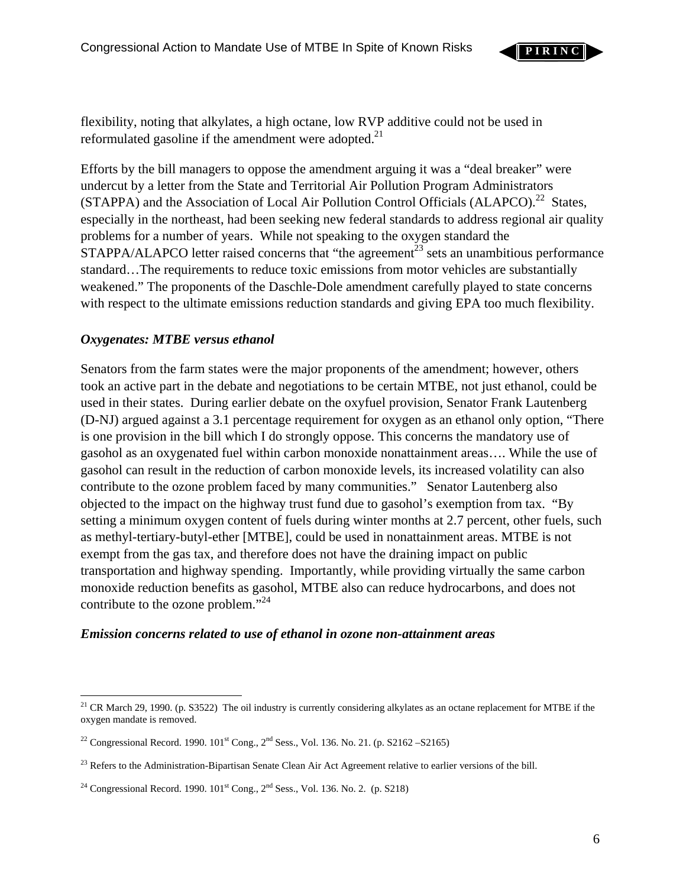flexibility, noting that alkylates, a high octane, low RVP additive could not be used in reformulated gasoline if the amendment were adopted.[21]

Efforts by the bill managers to oppose the amendment arguing it was a "deal breaker" were undercut by a letter from the State and Territorial Air Pollution Program Administrators (STAPPA) and the Association of Local Air Pollution Control Officials (ALAPCO).[22] States, especially in the northeast, had been seeking new federal standards to address regional air quality problems for a number of years. While not speaking to the oxygen standard the STAPPA/ALAPCO letter raised concerns that "the agreement[23] sets an unambitious performance standard…The requirements to reduce toxic emissions from motor vehicles are substantially weakened." The proponents of the Daschle-Dole amendment carefully played to state concerns with respect to the ultimate emissions reduction standards and giving EPA too much flexibility.

### *Oxygenates: MTBE versus ethanol*

Senators from the farm states were the major proponents of the amendment; however, others took an active part in the debate and negotiations to be certain MTBE, not just ethanol, could be used in their states. During earlier debate on the oxyfuel provision, Senator Frank Lautenberg (D-NJ) argued against a 3.1 percentage requirement for oxygen as an ethanol only option, "There is one provision in the bill which I do strongly oppose. This concerns the mandatory use of gasohol as an oxygenated fuel within carbon monoxide nonattainment areas…. While the use of gasohol can result in the reduction of carbon monoxide levels, its increased volatility can also contribute to the ozone problem faced by many communities." Senator Lautenberg also objected to the impact on the highway trust fund due to gasohol's exemption from tax. "By setting a minimum oxygen content of fuels during winter months at 2.7 percent, other fuels, such as methyl-tertiary-butyl-ether [MTBE], could be used in nonattainment areas. MTBE is not exempt from the gas tax, and therefore does not have the draining impact on public transportation and highway spending. Importantly, while providing virtually the same carbon monoxide reduction benefits as gasohol, MTBE also can reduce hydrocarbons, and does not contribute to the ozone problem."[24]

### *Emission concerns related to use of ethanol in ozone non-attainment areas*

---

[21] CR March 29, 1990. (p. S3522) The oil industry is currently considering alkylates as an octane replacement for MTBE if the oxygen mandate is removed.

[22] Congressional Record. 1990. 101st Cong., 2nd Sess., Vol. 136. No. 21. (p. S2162 –S2165)

[23] Refers to the Administration-Bipartisan Senate Clean Air Act Agreement relative to earlier versions of the bill.

[24] Congressional Record. 1990. 101st Cong., 2nd Sess., Vol. 136. No. 2. (p. S218)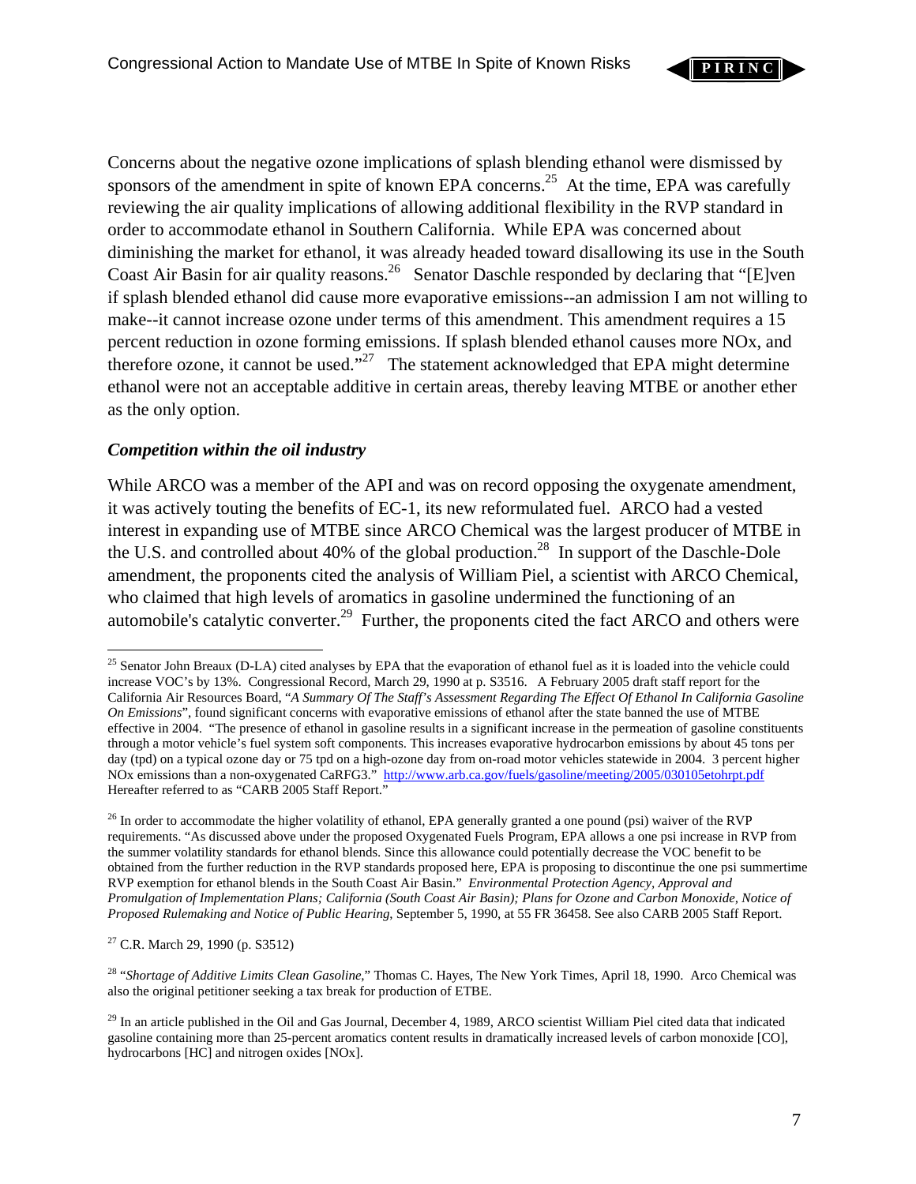Concerns about the negative ozone implications of splash blending ethanol were dismissed by sponsors of the amendment in spite of known EPA concerns.[25] At the time, EPA was carefully reviewing the air quality implications of allowing additional flexibility in the RVP standard in order to accommodate ethanol in Southern California. While EPA was concerned about diminishing the market for ethanol, it was already headed toward disallowing its use in the South Coast Air Basin for air quality reasons.[26] Senator Daschle responded by declaring that "[E]ven if splash blended ethanol did cause more evaporative emissions--an admission I am not willing to make--it cannot increase ozone under terms of this amendment. This amendment requires a 15 percent reduction in ozone forming emissions. If splash blended ethanol causes more NOx, and therefore ozone, it cannot be used."[27] The statement acknowledged that EPA might determine ethanol were not an acceptable additive in certain areas, thereby leaving MTBE or another ether as the only option.

### *Competition within the oil industry*

While ARCO was a member of the API and was on record opposing the oxygenate amendment, it was actively touting the benefits of EC-1, its new reformulated fuel. ARCO had a vested interest in expanding use of MTBE since ARCO Chemical was the largest producer of MTBE in the U.S. and controlled about 40% of the global production.[28] In support of the Daschle-Dole amendment, the proponents cited the analysis of William Piel, a scientist with ARCO Chemical, who claimed that high levels of aromatics in gasoline undermined the functioning of an automobile's catalytic converter.[29] Further, the proponents cited the fact ARCO and others were

---

[25] Senator John Breaux (D-LA) cited analyses by EPA that the evaporation of ethanol fuel as it is loaded into the vehicle could increase VOC's by 13%. Congressional Record, March 29, 1990 at p. S3516. A February 2005 draft staff report for the California Air Resources Board, "*A Summary Of The Staff's Assessment Regarding The Effect Of Ethanol In California Gasoline On Emissions*", found significant concerns with evaporative emissions of ethanol after the state banned the use of MTBE effective in 2004. "The presence of ethanol in gasoline results in a significant increase in the permeation of gasoline constituents through a motor vehicle's fuel system soft components. This increases evaporative hydrocarbon emissions by about 45 tons per day (tpd) on a typical ozone day or 75 tpd on a high-ozone day from on-road motor vehicles statewide in 2004. 3 percent higher NOx emissions than a non-oxygenated CaRFG3." http://www.arb.ca.gov/fuels/gasoline/meeting/2005/030105etohrpt.pdf Hereafter referred to as "CARB 2005 Staff Report."

[26] In order to accommodate the higher volatility of ethanol, EPA generally granted a one pound (psi) waiver of the RVP requirements. "As discussed above under the proposed Oxygenated Fuels Program, EPA allows a one psi increase in RVP from the summer volatility standards for ethanol blends. Since this allowance could potentially decrease the VOC benefit to be obtained from the further reduction in the RVP standards proposed here, EPA is proposing to discontinue the one psi summertime RVP exemption for ethanol blends in the South Coast Air Basin." *Environmental Protection Agency, Approval and Promulgation of Implementation Plans; California (South Coast Air Basin); Plans for Ozone and Carbon Monoxide, Notice of Proposed Rulemaking and Notice of Public Hearing*, September 5, 1990, at 55 FR 36458. See also CARB 2005 Staff Report.

[27] C.R. March 29, 1990 (p. S3512)

[28] "*Shortage of Additive Limits Clean Gasoline*," Thomas C. Hayes, The New York Times, April 18, 1990. Arco Chemical was also the original petitioner seeking a tax break for production of ETBE.

[29] In an article published in the Oil and Gas Journal, December 4, 1989, ARCO scientist William Piel cited data that indicated gasoline containing more than 25-percent aromatics content results in dramatically increased levels of carbon monoxide [CO], hydrocarbons [HC] and nitrogen oxides [NOx].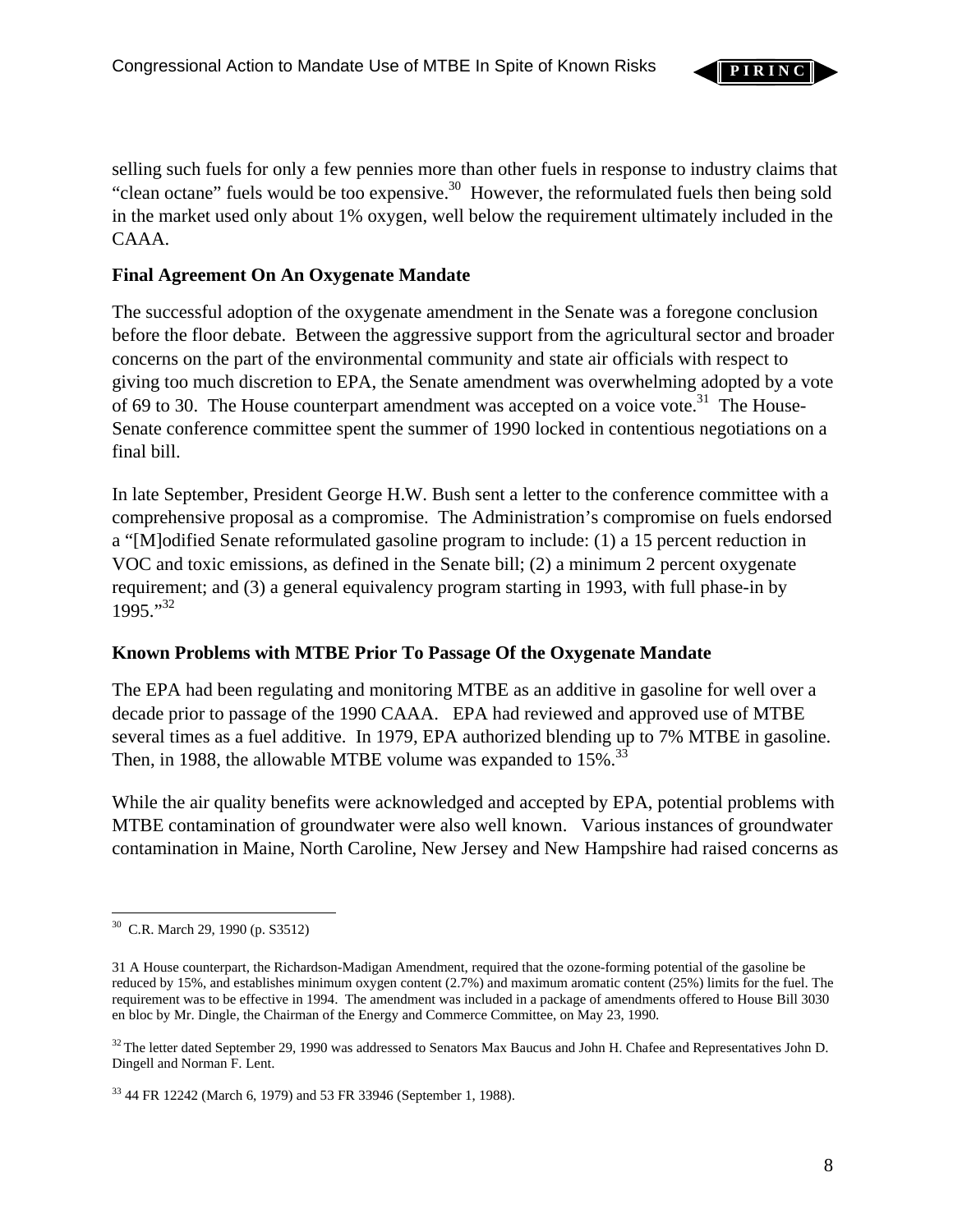selling such fuels for only a few pennies more than other fuels in response to industry claims that "clean octane" fuels would be too expensive.[30] However, the reformulated fuels then being sold in the market used only about 1% oxygen, well below the requirement ultimately included in the CAAA.

**Final Agreement On An Oxygenate Mandate**

The successful adoption of the oxygenate amendment in the Senate was a foregone conclusion before the floor debate. Between the aggressive support from the agricultural sector and broader concerns on the part of the environmental community and state air officials with respect to giving too much discretion to EPA, the Senate amendment was overwhelming adopted by a vote of 69 to 30. The House counterpart amendment was accepted on a voice vote.[31] The House-Senate conference committee spent the summer of 1990 locked in contentious negotiations on a final bill.

In late September, President George H.W. Bush sent a letter to the conference committee with a comprehensive proposal as a compromise. The Administration's compromise on fuels endorsed a "[M]odified Senate reformulated gasoline program to include: (1) a 15 percent reduction in VOC and toxic emissions, as defined in the Senate bill; (2) a minimum 2 percent oxygenate requirement; and (3) a general equivalency program starting in 1993, with full phase-in by 1995."[32]

**Known Problems with MTBE Prior To Passage Of the Oxygenate Mandate**

The EPA had been regulating and monitoring MTBE as an additive in gasoline for well over a decade prior to passage of the 1990 CAAA. EPA had reviewed and approved use of MTBE several times as a fuel additive. In 1979, EPA authorized blending up to 7% MTBE in gasoline. Then, in 1988, the allowable MTBE volume was expanded to 15%.[33]

While the air quality benefits were acknowledged and accepted by EPA, potential problems with MTBE contamination of groundwater were also well known. Various instances of groundwater contamination in Maine, North Caroline, New Jersey and New Hampshire had raised concerns as

---

[30] C.R. March 29, 1990 (p. S3512)

31 A House counterpart, the Richardson-Madigan Amendment, required that the ozone-forming potential of the gasoline be reduced by 15%, and establishes minimum oxygen content (2.7%) and maximum aromatic content (25%) limits for the fuel. The requirement was to be effective in 1994. The amendment was included in a package of amendments offered to House Bill 3030 en bloc by Mr. Dingle, the Chairman of the Energy and Commerce Committee, on May 23, 1990.

[32] The letter dated September 29, 1990 was addressed to Senators Max Baucus and John H. Chafee and Representatives John D. Dingell and Norman F. Lent.

[33] 44 FR 12242 (March 6, 1979) and 53 FR 33946 (September 1, 1988).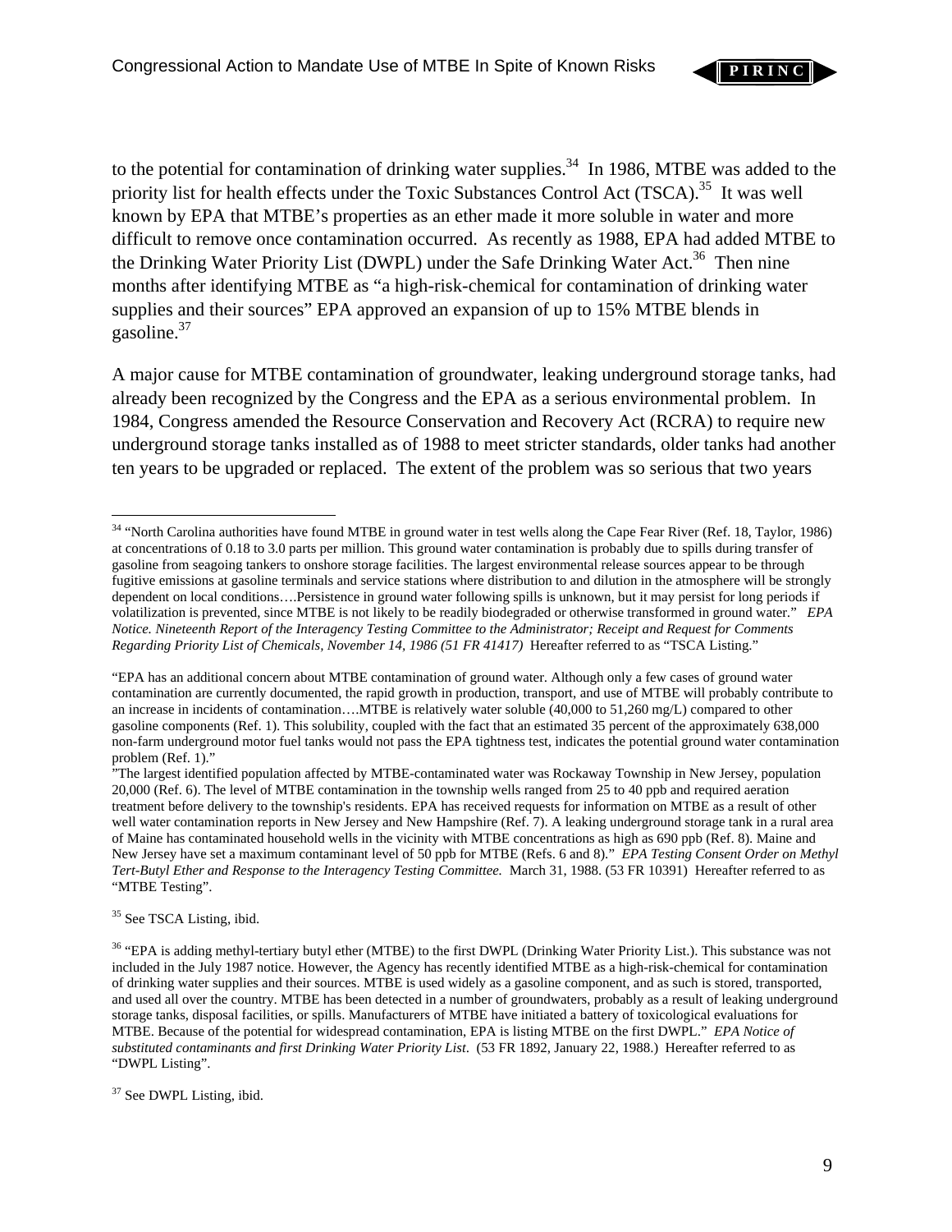to the potential for contamination of drinking water supplies.[34] In 1986, MTBE was added to the priority list for health effects under the Toxic Substances Control Act (TSCA).[35] It was well known by EPA that MTBE's properties as an ether made it more soluble in water and more difficult to remove once contamination occurred. As recently as 1988, EPA had added MTBE to the Drinking Water Priority List (DWPL) under the Safe Drinking Water Act.[36] Then nine months after identifying MTBE as "a high-risk-chemical for contamination of drinking water supplies and their sources" EPA approved an expansion of up to 15% MTBE blends in gasoline.[37]

A major cause for MTBE contamination of groundwater, leaking underground storage tanks, had already been recognized by the Congress and the EPA as a serious environmental problem. In 1984, Congress amended the Resource Conservation and Recovery Act (RCRA) to require new underground storage tanks installed as of 1988 to meet stricter standards, older tanks had another ten years to be upgraded or replaced. The extent of the problem was so serious that two years

---

[34] "North Carolina authorities have found MTBE in ground water in test wells along the Cape Fear River (Ref. 18, Taylor, 1986) at concentrations of 0.18 to 3.0 parts per million. This ground water contamination is probably due to spills during transfer of gasoline from seagoing tankers to onshore storage facilities. The largest environmental release sources appear to be through fugitive emissions at gasoline terminals and service stations where distribution to and dilution in the atmosphere will be strongly dependent on local conditions….Persistence in ground water following spills is unknown, but it may persist for long periods if volatilization is prevented, since MTBE is not likely to be readily biodegraded or otherwise transformed in ground water." *EPA Notice. Nineteenth Report of the Interagency Testing Committee to the Administrator; Receipt and Request for Comments Regarding Priority List of Chemicals, November 14, 1986 (51 FR 41417)* Hereafter referred to as "TSCA Listing."

"EPA has an additional concern about MTBE contamination of ground water. Although only a few cases of ground water contamination are currently documented, the rapid growth in production, transport, and use of MTBE will probably contribute to an increase in incidents of contamination….MTBE is relatively water soluble (40,000 to 51,260 mg/L) compared to other gasoline components (Ref. 1). This solubility, coupled with the fact that an estimated 35 percent of the approximately 638,000 non-farm underground motor fuel tanks would not pass the EPA tightness test, indicates the potential ground water contamination problem (Ref. 1)."

"The largest identified population affected by MTBE-contaminated water was Rockaway Township in New Jersey, population 20,000 (Ref. 6). The level of MTBE contamination in the township wells ranged from 25 to 40 ppb and required aeration treatment before delivery to the township's residents. EPA has received requests for information on MTBE as a result of other well water contamination reports in New Jersey and New Hampshire (Ref. 7). A leaking underground storage tank in a rural area of Maine has contaminated household wells in the vicinity with MTBE concentrations as high as 690 ppb (Ref. 8). Maine and New Jersey have set a maximum contaminant level of 50 ppb for MTBE (Refs. 6 and 8)." *EPA Testing Consent Order on Methyl Tert-Butyl Ether and Response to the Interagency Testing Committee.* March 31, 1988. (53 FR 10391) Hereafter referred to as "MTBE Testing".

[35] See TSCA Listing, ibid.

[36] "EPA is adding methyl-tertiary butyl ether (MTBE) to the first DWPL (Drinking Water Priority List.). This substance was not included in the July 1987 notice. However, the Agency has recently identified MTBE as a high-risk-chemical for contamination of drinking water supplies and their sources. MTBE is used widely as a gasoline component, and as such is stored, transported, and used all over the country. MTBE has been detected in a number of groundwaters, probably as a result of leaking underground storage tanks, disposal facilities, or spills. Manufacturers of MTBE have initiated a battery of toxicological evaluations for MTBE. Because of the potential for widespread contamination, EPA is listing MTBE on the first DWPL." *EPA Notice of substituted contaminants and first Drinking Water Priority List*. (53 FR 1892, January 22, 1988.) Hereafter referred to as "DWPL Listing".

[37] See DWPL Listing, ibid.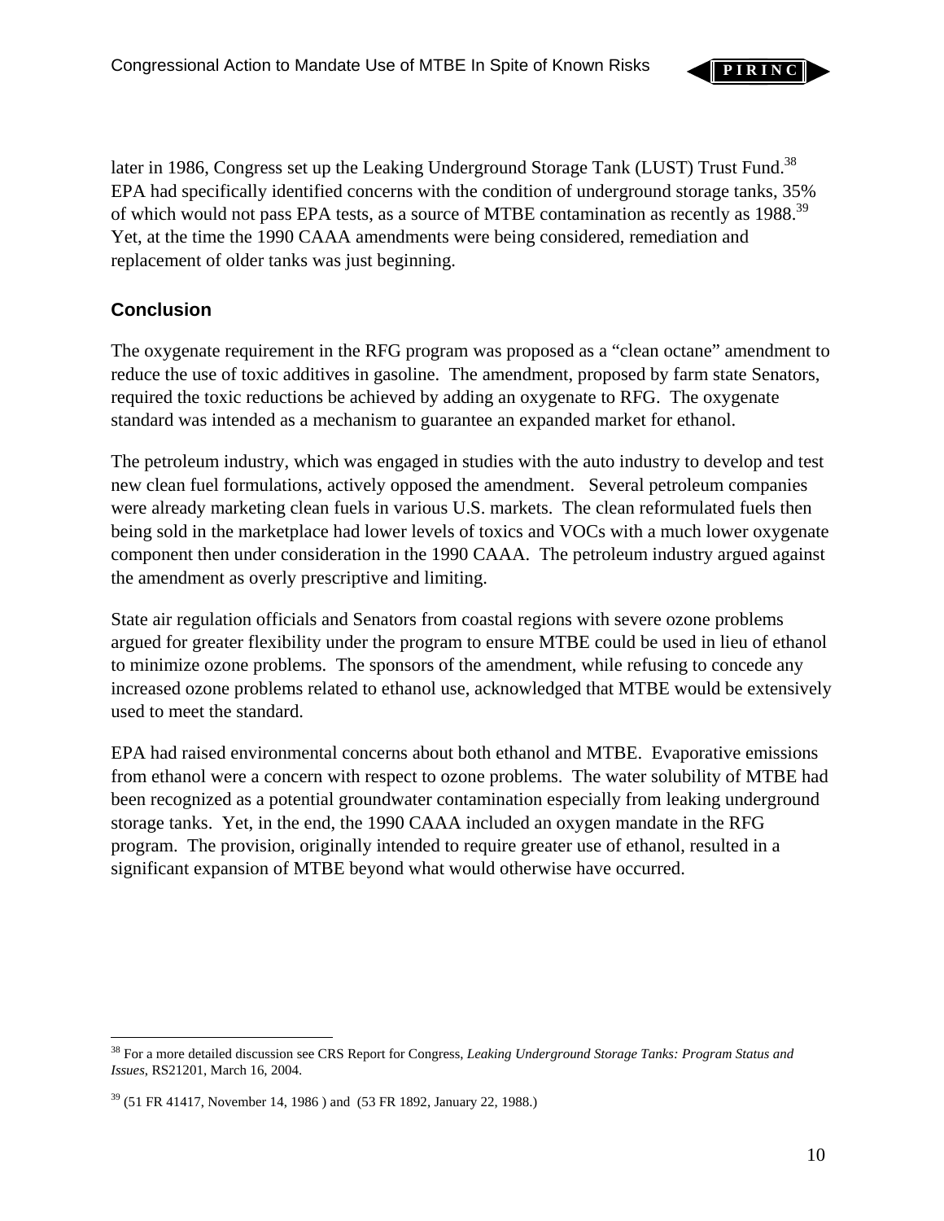later in 1986, Congress set up the Leaking Underground Storage Tank (LUST) Trust Fund.[38] EPA had specifically identified concerns with the condition of underground storage tanks, 35% of which would not pass EPA tests, as a source of MTBE contamination as recently as 1988.[39] Yet, at the time the 1990 CAAA amendments were being considered, remediation and replacement of older tanks was just beginning.

## Conclusion

The oxygenate requirement in the RFG program was proposed as a "clean octane" amendment to reduce the use of toxic additives in gasoline. The amendment, proposed by farm state Senators, required the toxic reductions be achieved by adding an oxygenate to RFG. The oxygenate standard was intended as a mechanism to guarantee an expanded market for ethanol.

The petroleum industry, which was engaged in studies with the auto industry to develop and test new clean fuel formulations, actively opposed the amendment. Several petroleum companies were already marketing clean fuels in various U.S. markets. The clean reformulated fuels then being sold in the marketplace had lower levels of toxics and VOCs with a much lower oxygenate component then under consideration in the 1990 CAAA. The petroleum industry argued against the amendment as overly prescriptive and limiting.

State air regulation officials and Senators from coastal regions with severe ozone problems argued for greater flexibility under the program to ensure MTBE could be used in lieu of ethanol to minimize ozone problems. The sponsors of the amendment, while refusing to concede any increased ozone problems related to ethanol use, acknowledged that MTBE would be extensively used to meet the standard.

EPA had raised environmental concerns about both ethanol and MTBE. Evaporative emissions from ethanol were a concern with respect to ozone problems. The water solubility of MTBE had been recognized as a potential groundwater contamination especially from leaking underground storage tanks. Yet, in the end, the 1990 CAAA included an oxygen mandate in the RFG program. The provision, originally intended to require greater use of ethanol, resulted in a significant expansion of MTBE beyond what would otherwise have occurred.

---

[38] For a more detailed discussion see CRS Report for Congress, *Leaking Underground Storage Tanks: Program Status and Issues*, RS21201, March 16, 2004.

[39] (51 FR 41417, November 14, 1986 ) and (53 FR 1892, January 22, 1988.)